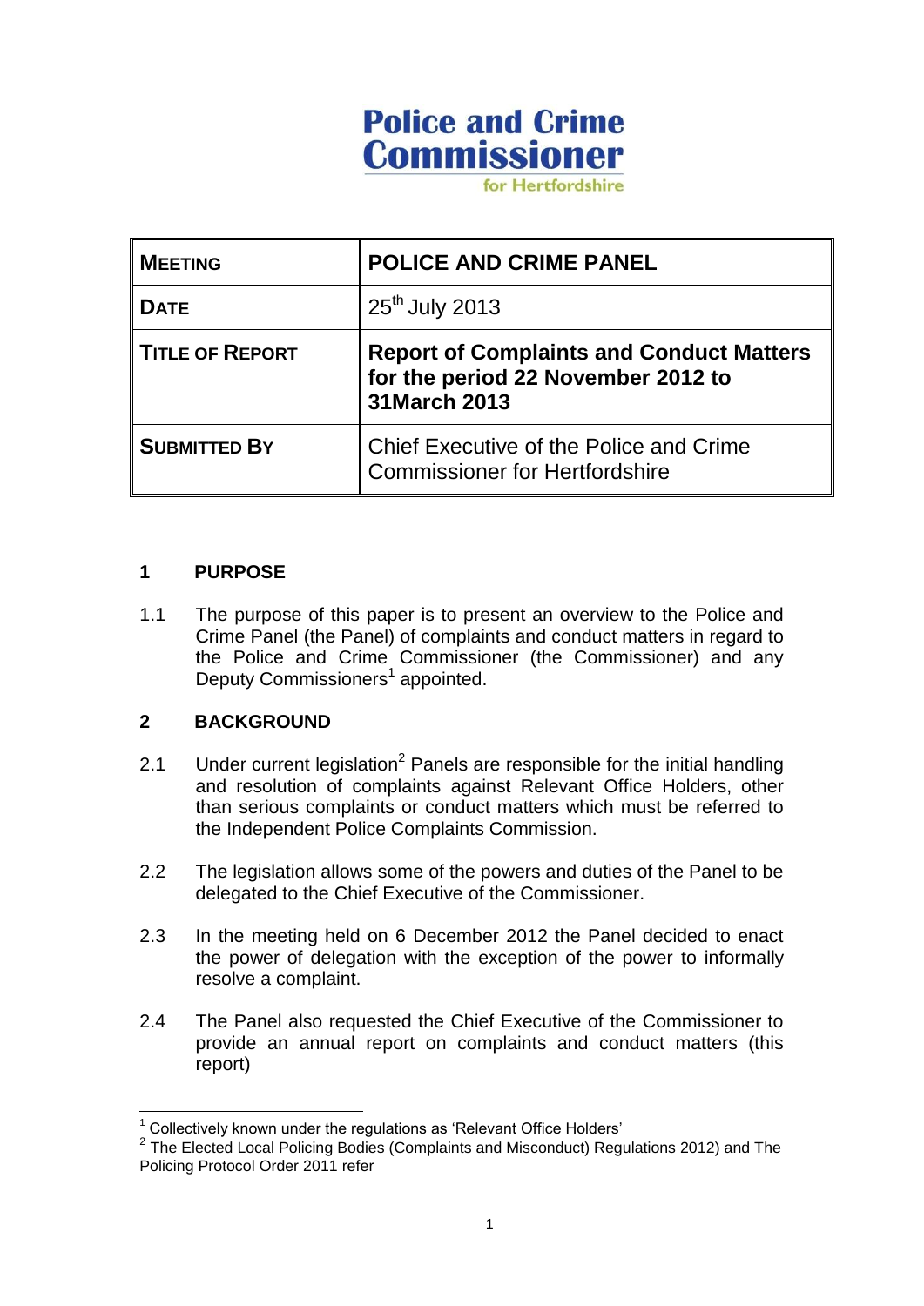**Police and Crime Commissioner**
for Hertfordshire

| **MEETING** | **POLICE AND CRIME PANEL** |
|---|---|
| **DATE** | 25th July 2013 |
| **TITLE OF REPORT** | **Report of Complaints and Conduct Matters for the period 22 November 2012 to 31March 2013** |
| **SUBMITTED BY** | Chief Executive of the Police and Crime Commissioner for Hertfordshire |

## 1 PURPOSE

1.1 The purpose of this paper is to present an overview to the Police and Crime Panel (the Panel) of complaints and conduct matters in regard to the Police and Crime Commissioner (the Commissioner) and any Deputy Commissioners[1] appointed.

## 2 BACKGROUND

2.1 Under current legislation[2] Panels are responsible for the initial handling and resolution of complaints against Relevant Office Holders, other than serious complaints or conduct matters which must be referred to the Independent Police Complaints Commission.

2.2 The legislation allows some of the powers and duties of the Panel to be delegated to the Chief Executive of the Commissioner.

2.3 In the meeting held on 6 December 2012 the Panel decided to enact the power of delegation with the exception of the power to informally resolve a complaint.

2.4 The Panel also requested the Chief Executive of the Commissioner to provide an annual report on complaints and conduct matters (this report)

---

[1] Collectively known under the regulations as 'Relevant Office Holders'

[2] The Elected Local Policing Bodies (Complaints and Misconduct) Regulations 2012) and The Policing Protocol Order 2011 refer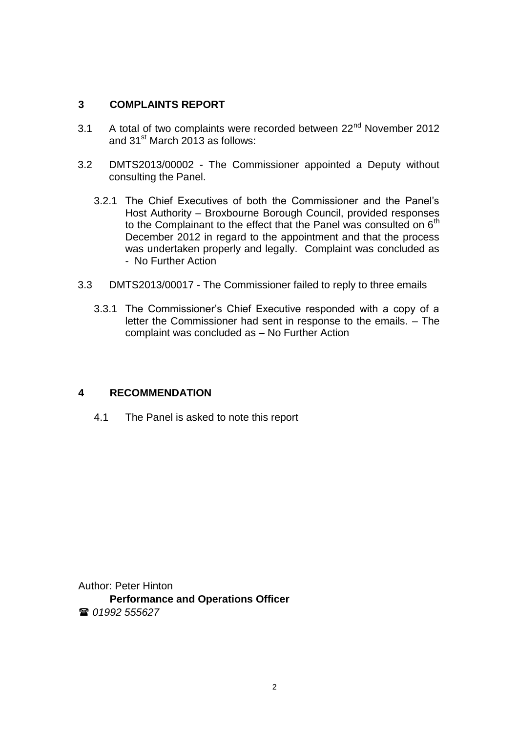## 3 COMPLAINTS REPORT

3.1 A total of two complaints were recorded between 22nd November 2012 and 31st March 2013 as follows:

3.2 DMTS2013/00002 - The Commissioner appointed a Deputy without consulting the Panel.

3.2.1 The Chief Executives of both the Commissioner and the Panel's Host Authority – Broxbourne Borough Council, provided responses to the Complainant to the effect that the Panel was consulted on 6th December 2012 in regard to the appointment and that the process was undertaken properly and legally. Complaint was concluded as - No Further Action

3.3 DMTS2013/00017 - The Commissioner failed to reply to three emails

3.3.1 The Commissioner's Chief Executive responded with a copy of a letter the Commissioner had sent in response to the emails. – The complaint was concluded as – No Further Action

## 4 RECOMMENDATION

4.1 The Panel is asked to note this report

Author: Peter Hinton
**Performance and Operations Officer**
☎ *01992 555627*